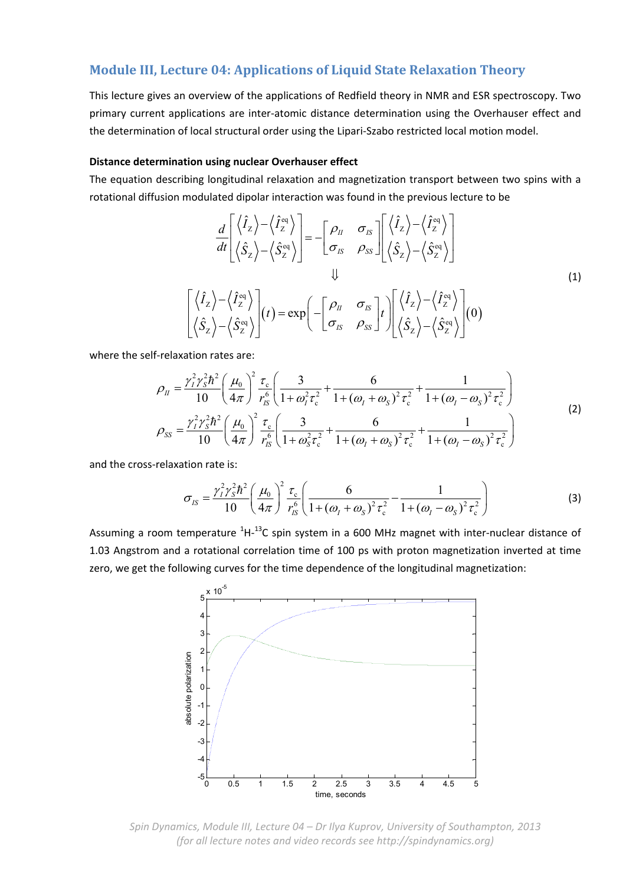## Module III, Lecture 04: Applications of Liquid State Relaxation Theory

This lecture gives an overview of the applications of Redfield theory in NMR and ESR spectroscopy. Two primary current applications are inter-atomic distance determination using the Overhauser effect and the determination of local structural order using the Lipari-Szabo restricted local motion model.

### Distance determination using nuclear Overhauser effect

The equation describing longitudinal relaxation and magnetization transport between two spins with a rotational diffusion modulated dipolar interaction was found in the previous lecture to be

$$\frac{d}{dt}\begin{bmatrix} \langle \hat{I}_Z \rangle - \langle \hat{I}_Z^{\text{eq}} \rangle \\ \langle \hat{S}_Z \rangle - \langle \hat{S}_Z^{\text{eq}} \rangle \end{bmatrix} = -\begin{bmatrix} \rho_{II} & \sigma_{IS} \\ \sigma_{IS} & \rho_{SS} \end{bmatrix} \begin{bmatrix} \langle \hat{I}_Z \rangle - \langle \hat{I}_Z^{\text{eq}} \rangle \\ \langle \hat{S}_Z \rangle - \langle \hat{S}_Z^{\text{eq}} \rangle \end{bmatrix}$$

$$\Downarrow \tag{1}$$

$$\begin{bmatrix} \langle \hat{I}_Z \rangle - \langle \hat{I}_Z^{\text{eq}} \rangle \\ \langle \hat{S}_Z \rangle - \langle \hat{S}_Z^{\text{eq}} \rangle \end{bmatrix}(t) = \exp\left( -\begin{bmatrix} \rho_{II} & \sigma_{IS} \\ \sigma_{IS} & \rho_{SS} \end{bmatrix} t \right) \begin{bmatrix} \langle \hat{I}_Z \rangle - \langle \hat{I}_Z^{\text{eq}} \rangle \\ \langle \hat{S}_Z \rangle - \langle \hat{S}_Z^{\text{eq}} \rangle \end{bmatrix}(0)$$

where the self-relaxation rates are:

$$\rho_{II} = \frac{\gamma_I^2 \gamma_S^2 \hbar^2}{10} \left( \frac{\mu_0}{4\pi} \right)^2 \frac{\tau_c}{r_{IS}^6} \left( \frac{3}{1+\omega_I^2 \tau_c^2} + \frac{6}{1+(\omega_I+\omega_S)^2 \tau_c^2} + \frac{1}{1+(\omega_I-\omega_S)^2 \tau_c^2} \right)$$

$$\rho_{SS} = \frac{\gamma_I^2 \gamma_S^2 \hbar^2}{10} \left( \frac{\mu_0}{4\pi} \right)^2 \frac{\tau_c}{r_{IS}^6} \left( \frac{3}{1+\omega_S^2 \tau_c^2} + \frac{6}{1+(\omega_I+\omega_S)^2 \tau_c^2} + \frac{1}{1+(\omega_I-\omega_S)^2 \tau_c^2} \right) \tag{2}$$

and the cross-relaxation rate is:

$$\sigma_{IS} = \frac{\gamma_I^2 \gamma_S^2 \hbar^2}{10} \left( \frac{\mu_0}{4\pi} \right)^2 \frac{\tau_c}{r_{IS}^6} \left( \frac{6}{1+(\omega_I+\omega_S)^2 \tau_c^2} - \frac{1}{1+(\omega_I-\omega_S)^2 \tau_c^2} \right) \tag{3}$$

Assuming a room temperature $^{1}$H-$^{13}$C spin system in a 600 MHz magnet with inter-nuclear distance of 1.03 Angstrom and a rotational correlation time of 100 ps with proton magnetization inverted at time zero, we get the following curves for the time dependence of the longitudinal magnetization:

x 10$^{-5}$
5
4
3
2
1
0
-1
-2
-3
-4
-5
absolute polarization
0 0.5 1 1.5 2 2.5 3 3.5 4 4.5 5
time, seconds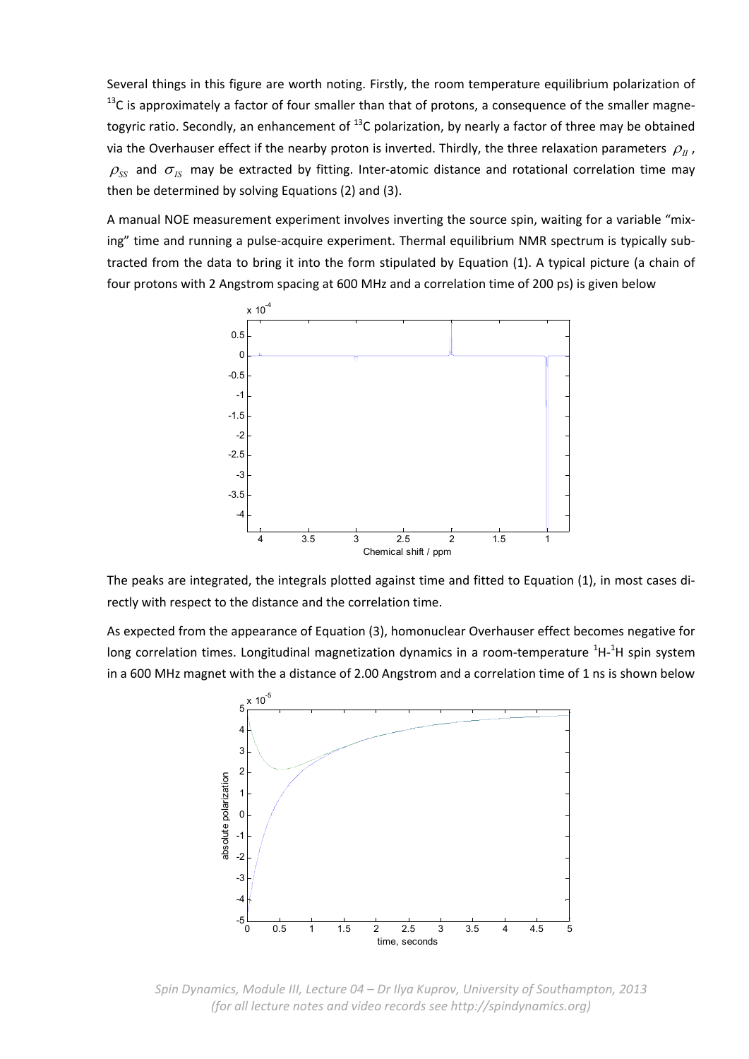Several things in this figure are worth noting. Firstly, the room temperature equilibrium polarization of $^{13}$C is approximately a factor of four smaller than that of protons, a consequence of the smaller magnetogyric ratio. Secondly, an enhancement of $^{13}$C polarization, by nearly a factor of three may be obtained via the Overhauser effect if the nearby proton is inverted. Thirdly, the three relaxation parameters $\rho_{II}$, $\rho_{SS}$ and $\sigma_{IS}$ may be extracted by fitting. Inter-atomic distance and rotational correlation time may then be determined by solving Equations (2) and (3).

A manual NOE measurement experiment involves inverting the source spin, waiting for a variable "mixing" time and running a pulse-acquire experiment. Thermal equilibrium NMR spectrum is typically subtracted from the data to bring it into the form stipulated by Equation (1). A typical picture (a chain of four protons with 2 Angstrom spacing at 600 MHz and a correlation time of 200 ps) is given below

x 10$^{-4}$
0.5
0
-0.5
-1
-1.5
-2
-2.5
-3
-3.5
-4
4 3.5 3 2.5 2 1.5 1
Chemical shift / ppm

The peaks are integrated, the integrals plotted against time and fitted to Equation (1), in most cases directly with respect to the distance and the correlation time.

As expected from the appearance of Equation (3), homonuclear Overhauser effect becomes negative for long correlation times. Longitudinal magnetization dynamics in a room-temperature $^{1}$H-$^{1}$H spin system in a 600 MHz magnet with the a distance of 2.00 Angstrom and a correlation time of 1 ns is shown below

x 10$^{-5}$
5
4
3
2
1
0
-1
-2
-3
-4
-5
absolute polarization
0 0.5 1 1.5 2 2.5 3 3.5 4 4.5 5
time, seconds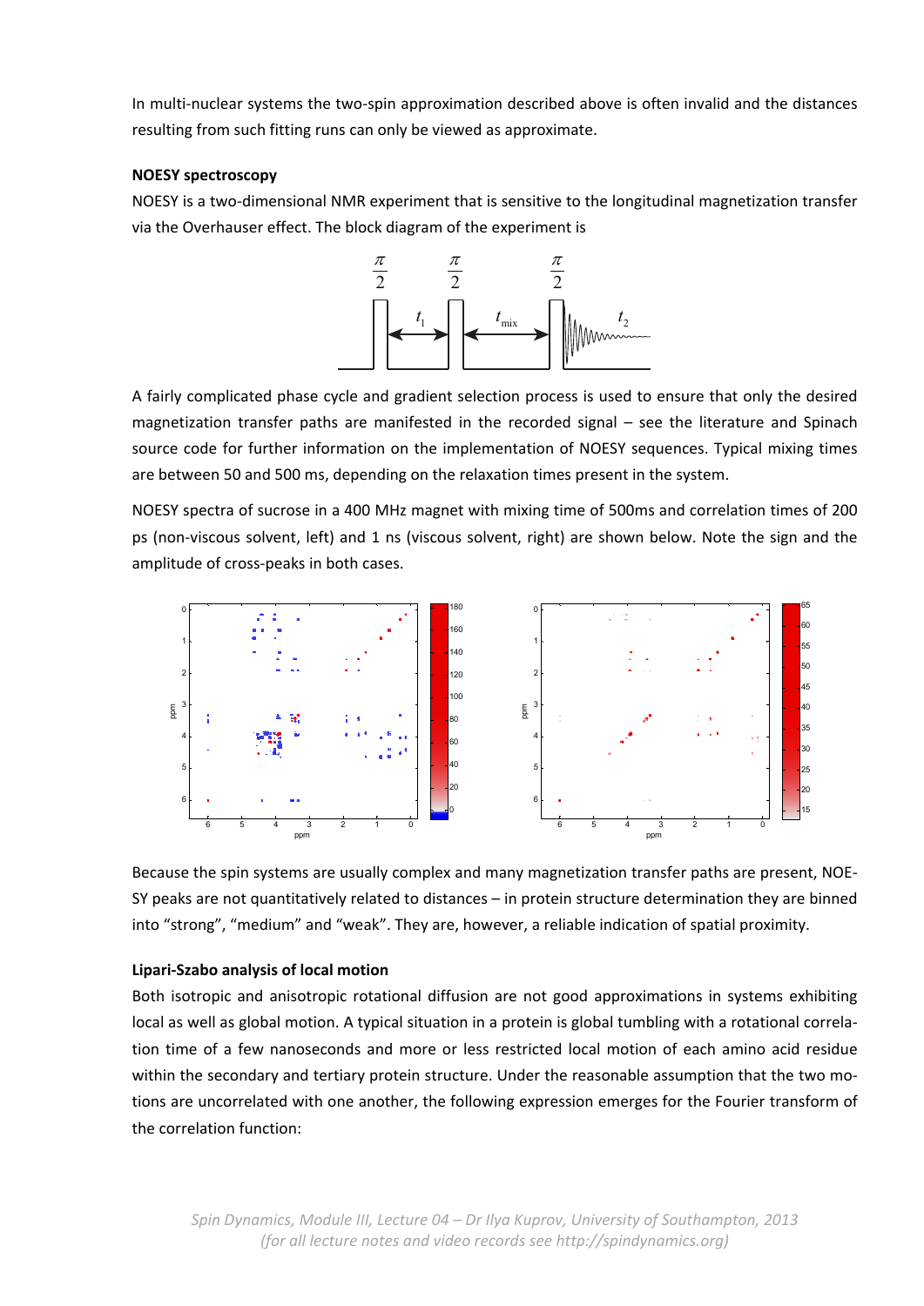In multi-nuclear systems the two-spin approximation described above is often invalid and the distances resulting from such fitting runs can only be viewed as approximate.

**NOESY spectroscopy**

NOESY is a two-dimensional NMR experiment that is sensitive to the longitudinal magnetization transfer via the Overhauser effect. The block diagram of the experiment is

$\frac{\pi}{2}$ $\frac{\pi}{2}$ $\frac{\pi}{2}$

$t_1$ $t_{\text{mix}}$ $t_2$

A fairly complicated phase cycle and gradient selection process is used to ensure that only the desired magnetization transfer paths are manifested in the recorded signal – see the literature and Spinach source code for further information on the implementation of NOESY sequences. Typical mixing times are between 50 and 500 ms, depending on the relaxation times present in the system.

NOESY spectra of sucrose in a 400 MHz magnet with mixing time of 500ms and correlation times of 200 ps (non-viscous solvent, left) and 1 ns (viscous solvent, right) are shown below. Note the sign and the amplitude of cross-peaks in both cases.

ppm
0
1
2
3
4
5
6
6 5 4 3 2 1 0
ppm
180
160
140
120
100
80
60
40
20
0

ppm
0
1
2
3
4
5
6
6 5 4 3 2 1 0
ppm
65
60
55
50
45
40
35
30
25
20
15

Because the spin systems are usually complex and many magnetization transfer paths are present, NOESY peaks are not quantitatively related to distances – in protein structure determination they are binned into "strong", "medium" and "weak". They are, however, a reliable indication of spatial proximity.

**Lipari-Szabo analysis of local motion**

Both isotropic and anisotropic rotational diffusion are not good approximations in systems exhibiting local as well as global motion. A typical situation in a protein is global tumbling with a rotational correlation time of a few nanoseconds and more or less restricted local motion of each amino acid residue within the secondary and tertiary protein structure. Under the reasonable assumption that the two motions are uncorrelated with one another, the following expression emerges for the Fourier transform of the correlation function: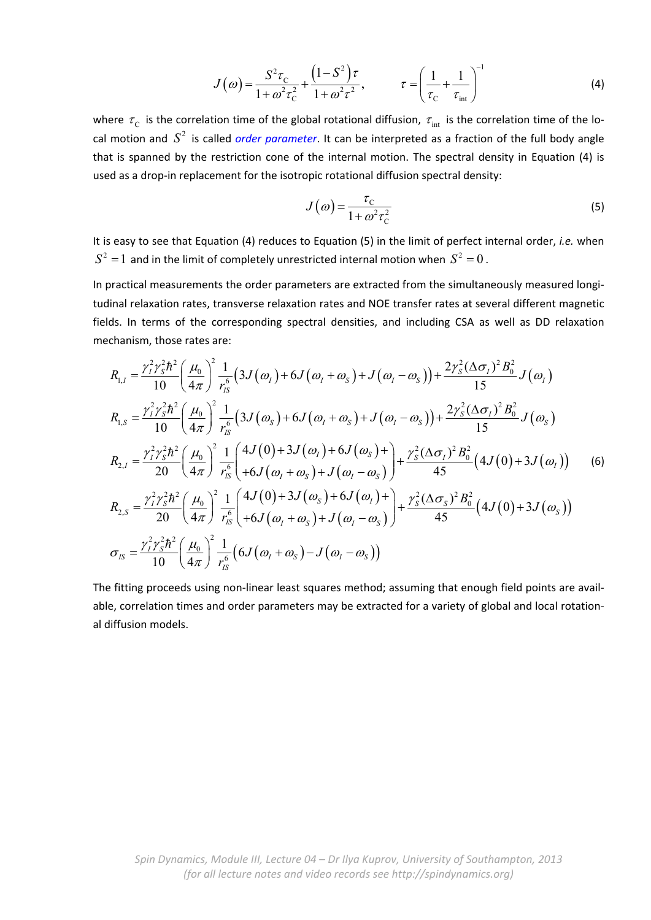$$J\left(\omega\right)=\frac{S^2\tau_{\mathrm{C}}}{1+\omega^2\tau_{\mathrm{C}}^2}+\frac{\left(1-S^2\right)\tau}{1+\omega^2\tau^2},\qquad \tau=\left(\frac{1}{\tau_{\mathrm{C}}}+\frac{1}{\tau_{\mathrm{int}}}\right)^{-1} \tag{4}$$

where $\tau_{\mathrm{C}}$ is the correlation time of the global rotational diffusion, $\tau_{\mathrm{int}}$ is the correlation time of the local motion and $S^2$ is called *order parameter*. It can be interpreted as a fraction of the full body angle that is spanned by the restriction cone of the internal motion. The spectral density in Equation (4) is used as a drop-in replacement for the isotropic rotational diffusion spectral density:

$$J\left(\omega\right)=\frac{\tau_{\mathrm{C}}}{1+\omega^2\tau_{\mathrm{C}}^2} \tag{5}$$

It is easy to see that Equation (4) reduces to Equation (5) in the limit of perfect internal order, *i.e.* when $S^2=1$ and in the limit of completely unrestricted internal motion when $S^2=0$.

In practical measurements the order parameters are extracted from the simultaneously measured longitudinal relaxation rates, transverse relaxation rates and NOE transfer rates at several different magnetic fields. In terms of the corresponding spectral densities, and including CSA as well as DD relaxation mechanism, those rates are:

$$\begin{aligned}
R_{1,I}&=\frac{\gamma_I^2\gamma_S^2\hbar^2}{10}\left(\frac{\mu_0}{4\pi}\right)^2\frac{1}{r_{IS}^6}\left(3J\left(\omega_I\right)+6J\left(\omega_I+\omega_S\right)+J\left(\omega_I-\omega_S\right)\right)+\frac{2\gamma_S^2(\Delta\sigma_I)^2B_0^2}{15}J\left(\omega_I\right)\\
R_{1,S}&=\frac{\gamma_I^2\gamma_S^2\hbar^2}{10}\left(\frac{\mu_0}{4\pi}\right)^2\frac{1}{r_{IS}^6}\left(3J\left(\omega_S\right)+6J\left(\omega_I+\omega_S\right)+J\left(\omega_I-\omega_S\right)\right)+\frac{2\gamma_S^2(\Delta\sigma_I)^2B_0^2}{15}J\left(\omega_S\right)\\
R_{2,I}&=\frac{\gamma_I^2\gamma_S^2\hbar^2}{20}\left(\frac{\mu_0}{4\pi}\right)^2\frac{1}{r_{IS}^6}\begin{pmatrix}4J\left(0\right)+3J\left(\omega_I\right)+6J\left(\omega_S\right)+\\+6J\left(\omega_I+\omega_S\right)+J\left(\omega_I-\omega_S\right)\end{pmatrix}+\frac{\gamma_S^2(\Delta\sigma_I)^2B_0^2}{45}\left(4J\left(0\right)+3J\left(\omega_I\right)\right)\\
R_{2,S}&=\frac{\gamma_I^2\gamma_S^2\hbar^2}{20}\left(\frac{\mu_0}{4\pi}\right)^2\frac{1}{r_{IS}^6}\begin{pmatrix}4J\left(0\right)+3J\left(\omega_S\right)+6J\left(\omega_I\right)+\\+6J\left(\omega_I+\omega_S\right)+J\left(\omega_I-\omega_S\right)\end{pmatrix}+\frac{\gamma_S^2(\Delta\sigma_S)^2B_0^2}{45}\left(4J\left(0\right)+3J\left(\omega_S\right)\right)\\
\sigma_{IS}&=\frac{\gamma_I^2\gamma_S^2\hbar^2}{10}\left(\frac{\mu_0}{4\pi}\right)^2\frac{1}{r_{IS}^6}\left(6J\left(\omega_I+\omega_S\right)-J\left(\omega_I-\omega_S\right)\right)
\end{aligned} \tag{6}$$

The fitting proceeds using non-linear least squares method; assuming that enough field points are available, correlation times and order parameters may be extracted for a variety of global and local rotational diffusion models.